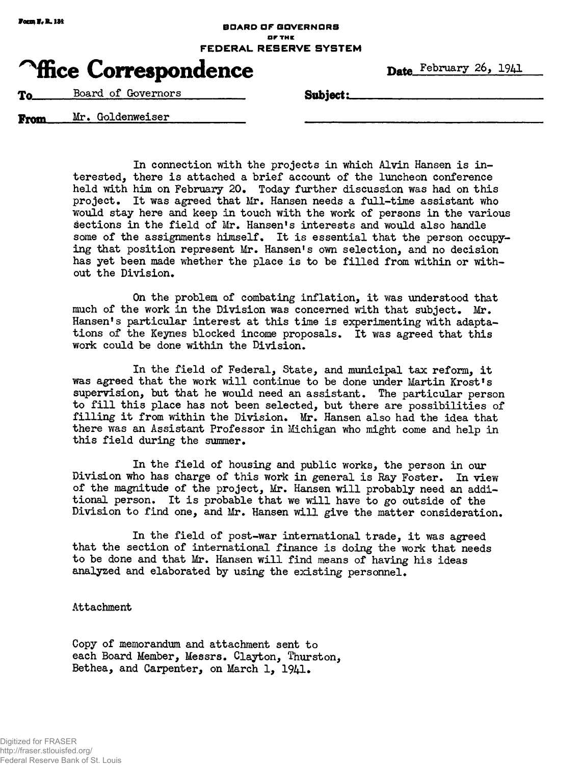Form F. R. 131

BOARD OF GOVERNORS
OF THE
FEDERAL RESERVE SYSTEM

# Office Correspondence

Date February 26, 1941

To Board of Governors

Subject:

From Mr. Goldenweiser

In connection with the projects in which Alvin Hansen is interested, there is attached a brief account of the luncheon conference held with him on February 20. Today further discussion was had on this project. It was agreed that Mr. Hansen needs a full-time assistant who would stay here and keep in touch with the work of persons in the various sections in the field of Mr. Hansen's interests and would also handle some of the assignments himself. It is essential that the person occupying that position represent Mr. Hansen's own selection, and no decision has yet been made whether the place is to be filled from within or without the Division.

On the problem of combating inflation, it was understood that much of the work in the Division was concerned with that subject. Mr. Hansen's particular interest at this time is experimenting with adaptations of the Keynes blocked income proposals. It was agreed that this work could be done within the Division.

In the field of Federal, State, and municipal tax reform, it was agreed that the work will continue to be done under Martin Krost's supervision, but that he would need an assistant. The particular person to fill this place has not been selected, but there are possibilities of filling it from within the Division. Mr. Hansen also had the idea that there was an Assistant Professor in Michigan who might come and help in this field during the summer.

In the field of housing and public works, the person in our Division who has charge of this work in general is Ray Foster. In view of the magnitude of the project, Mr. Hansen will probably need an additional person. It is probable that we will have to go outside of the Division to find one, and Mr. Hansen will give the matter consideration.

In the field of post-war international trade, it was agreed that the section of international finance is doing the work that needs to be done and that Mr. Hansen will find means of having his ideas analyzed and elaborated by using the existing personnel.

Attachment

Copy of memorandum and attachment sent to each Board Member, Messrs. Clayton, Thurston, Bethea, and Carpenter, on March 1, 1941.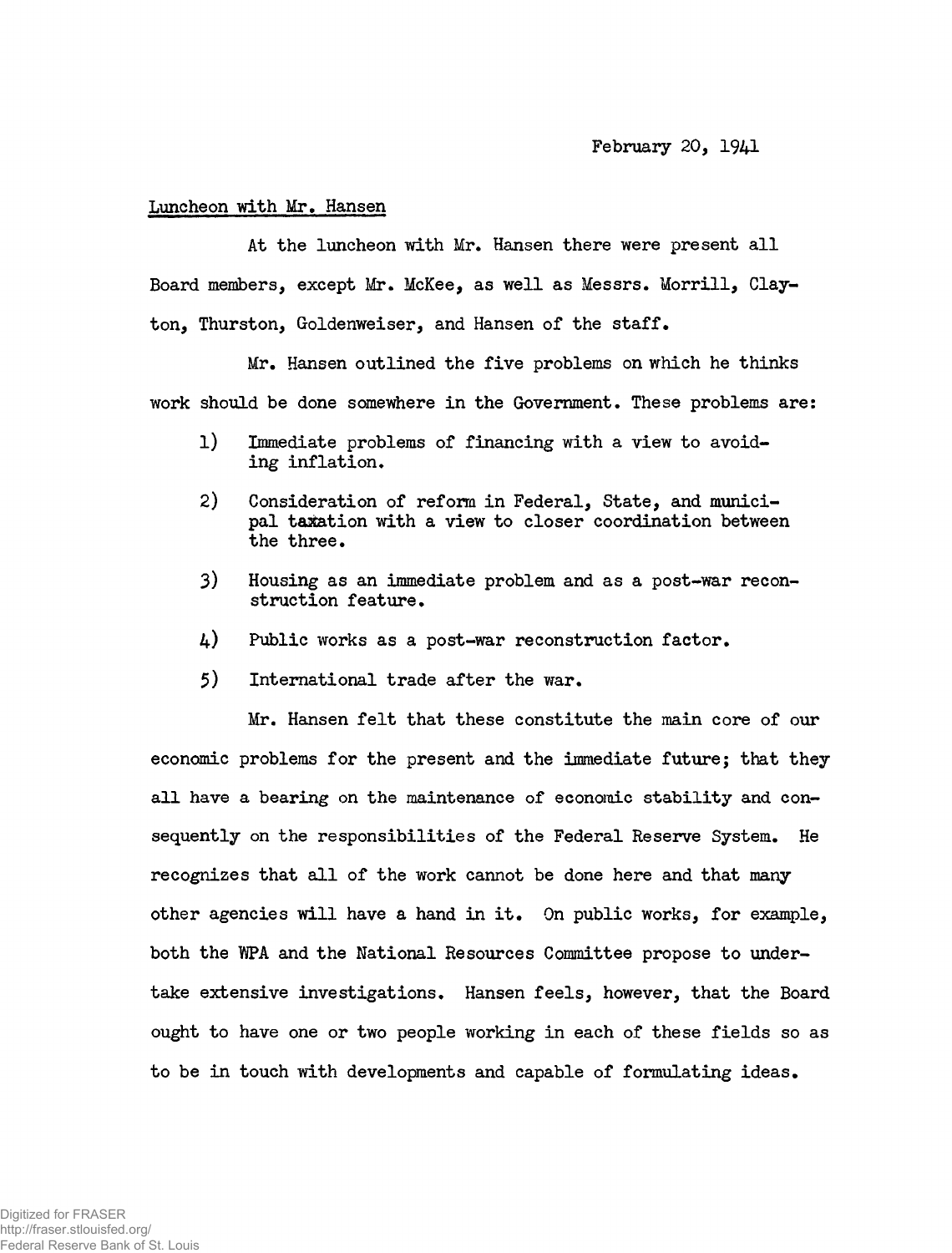February 20, 1941

Luncheon with Mr. Hansen

At the luncheon with Mr. Hansen there were present all Board members, except Mr. McKee, as well as Messrs. Morrill, Clayton, Thurston, Goldenweiser, and Hansen of the staff.

Mr. Hansen outlined the five problems on which he thinks work should be done somewhere in the Government. These problems are:

1) Immediate problems of financing with a view to avoiding inflation.

2) Consideration of reform in Federal, State, and municipal taxation with a view to closer coordination between the three.

3) Housing as an immediate problem and as a post-war reconstruction feature.

4) Public works as a post-war reconstruction factor.

5) International trade after the war.

Mr. Hansen felt that these constitute the main core of our economic problems for the present and the immediate future; that they all have a bearing on the maintenance of economic stability and consequently on the responsibilities of the Federal Reserve System. He recognizes that all of the work cannot be done here and that many other agencies will have a hand in it. On public works, for example, both the WPA and the National Resources Committee propose to undertake extensive investigations. Hansen feels, however, that the Board ought to have one or two people working in each of these fields so as to be in touch with developments and capable of formulating ideas.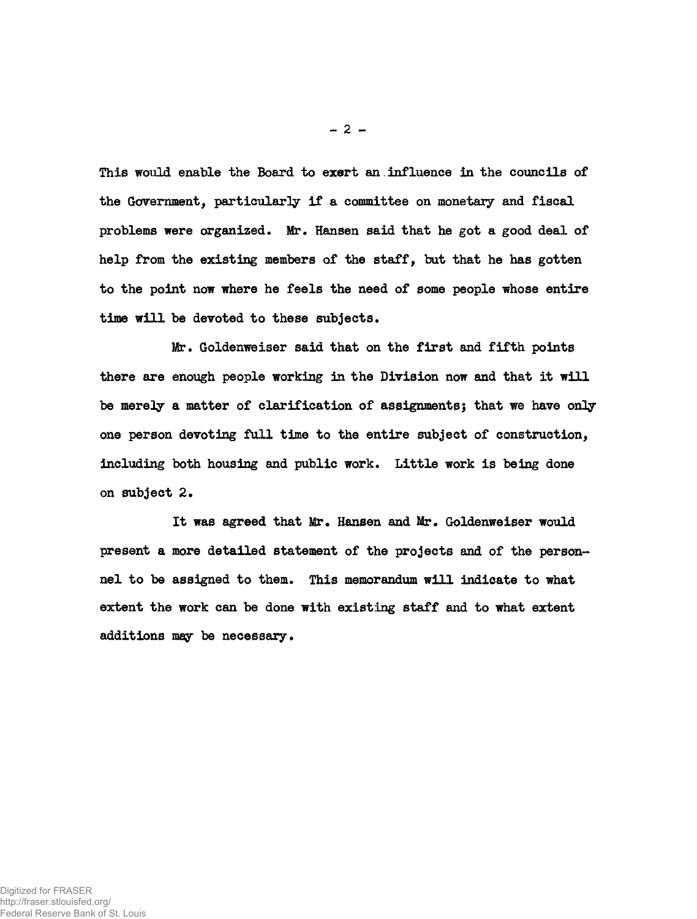This would enable the Board to exert an influence in the councils of the Government, particularly if a committee on monetary and fiscal problems were organized. Mr. Hansen said that he got a good deal of help from the existing members of the staff, but that he has gotten to the point now where he feels the need of some people whose entire time will be devoted to these subjects.

Mr. Goldenweiser said that on the first and fifth points there are enough people working in the Division now and that it will be merely a matter of clarification of assignments; that we have only one person devoting full time to the entire subject of construction, including both housing and public work. Little work is being done on subject 2.

It was agreed that Mr. Hansen and Mr. Goldenweiser would present a more detailed statement of the projects and of the personnel to be assigned to them. This memorandum will indicate to what extent the work can be done with existing staff and to what extent additions may be necessary.